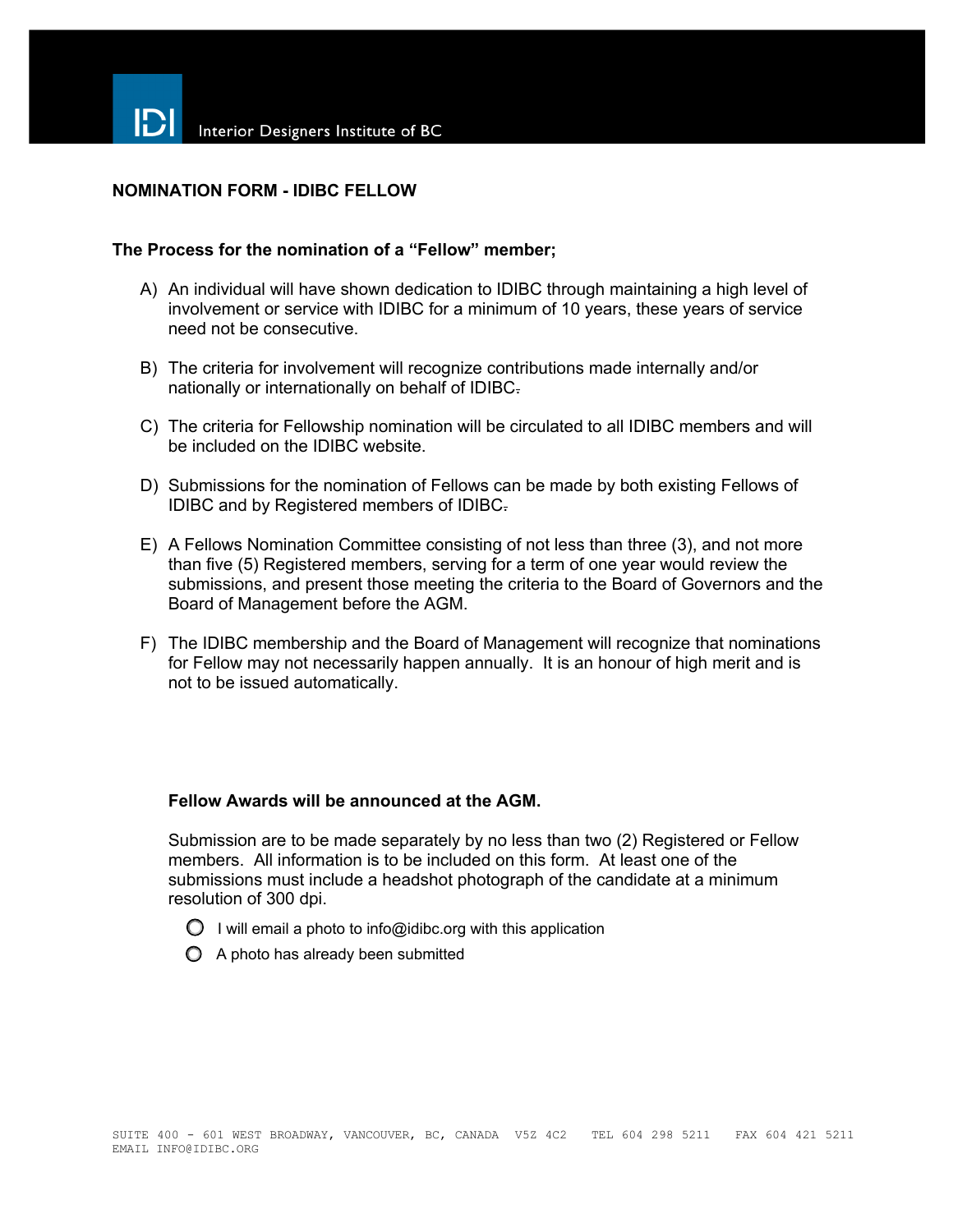Interior Designers Institute of BC

## NOMINATION FORM - IDIBC FELLOW

### The Process for the nomination of a "Fellow" member;

A) An individual will have shown dedication to IDIBC through maintaining a high level of involvement or service with IDIBC for a minimum of 10 years, these years of service need not be consecutive.

B) The criteria for involvement will recognize contributions made internally and/or nationally or internationally on behalf of IDIBC.

C) The criteria for Fellowship nomination will be circulated to all IDIBC members and will be included on the IDIBC website.

D) Submissions for the nomination of Fellows can be made by both existing Fellows of IDIBC and by Registered members of IDIBC.

E) A Fellows Nomination Committee consisting of not less than three (3), and not more than five (5) Registered members, serving for a term of one year would review the submissions, and present those meeting the criteria to the Board of Governors and the Board of Management before the AGM.

F) The IDIBC membership and the Board of Management will recognize that nominations for Fellow may not necessarily happen annually. It is an honour of high merit and is not to be issued automatically.

**Fellow Awards will be announced at the AGM.**

Submission are to be made separately by no less than two (2) Registered or Fellow members. All information is to be included on this form. At least one of the submissions must include a headshot photograph of the candidate at a minimum resolution of 300 dpi.

- ○ I will email a photo to info@idibc.org with this application
- ○ A photo has already been submitted

SUITE 400 - 601 WEST BROADWAY, VANCOUVER, BC, CANADA V5Z 4C2 TEL 604 298 5211 FAX 604 421 5211
EMAIL INFO@IDIBC.ORG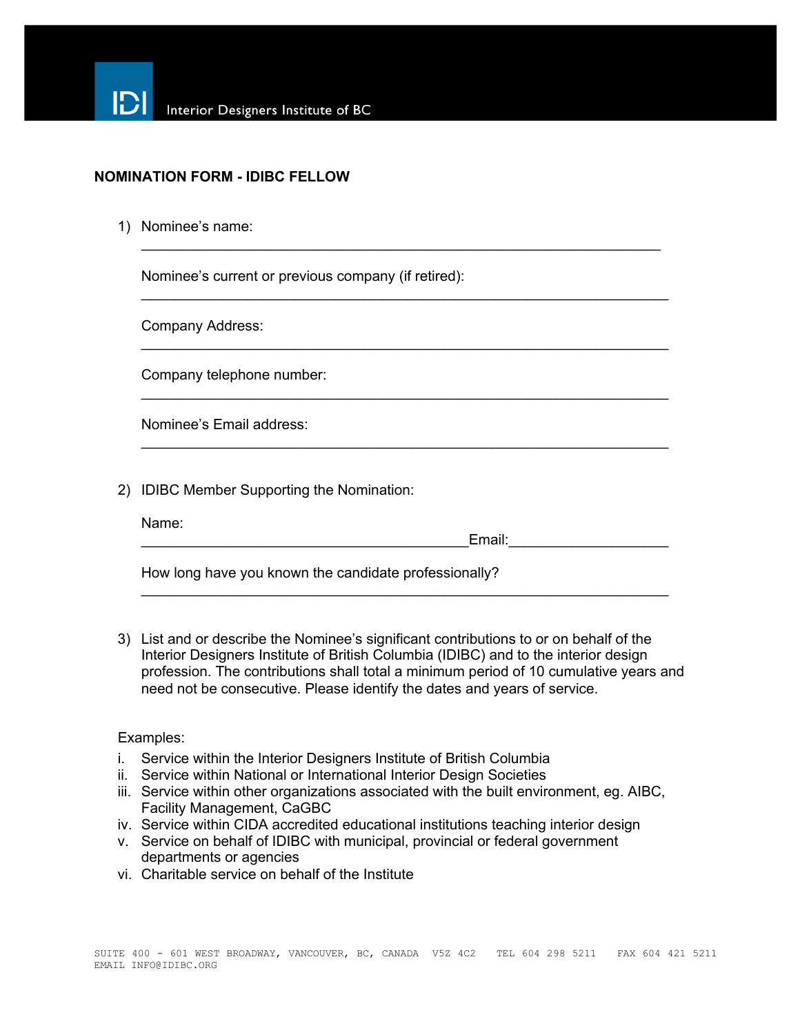Interior Designers Institute of BC

**NOMINATION FORM - IDIBC FELLOW**

1) Nominee's name:
   \_\_\_\_\_\_\_\_\_\_\_\_\_\_\_\_\_\_\_\_\_\_\_\_\_\_\_\_\_\_\_\_\_\_\_\_\_\_\_\_\_\_\_\_\_\_\_\_\_\_\_\_\_\_\_\_\_\_\_\_\_\_\_\_

   Nominee's current or previous company (if retired):
   \_\_\_\_\_\_\_\_\_\_\_\_\_\_\_\_\_\_\_\_\_\_\_\_\_\_\_\_\_\_\_\_\_\_\_\_\_\_\_\_\_\_\_\_\_\_\_\_\_\_\_\_\_\_\_\_\_\_\_\_\_\_\_\_

   Company Address:
   \_\_\_\_\_\_\_\_\_\_\_\_\_\_\_\_\_\_\_\_\_\_\_\_\_\_\_\_\_\_\_\_\_\_\_\_\_\_\_\_\_\_\_\_\_\_\_\_\_\_\_\_\_\_\_\_\_\_\_\_\_\_\_\_

   Company telephone number:
   \_\_\_\_\_\_\_\_\_\_\_\_\_\_\_\_\_\_\_\_\_\_\_\_\_\_\_\_\_\_\_\_\_\_\_\_\_\_\_\_\_\_\_\_\_\_\_\_\_\_\_\_\_\_\_\_\_\_\_\_\_\_\_\_

   Nominee's Email address:
   \_\_\_\_\_\_\_\_\_\_\_\_\_\_\_\_\_\_\_\_\_\_\_\_\_\_\_\_\_\_\_\_\_\_\_\_\_\_\_\_\_\_\_\_\_\_\_\_\_\_\_\_\_\_\_\_\_\_\_\_\_\_\_\_

2) IDIBC Member Supporting the Nomination:

   Name:
   \_\_\_\_\_\_\_\_\_\_\_\_\_\_\_\_\_\_\_\_\_\_\_\_\_\_\_\_\_\_\_\_\_\_\_\_\_\_\_\_\_\_Email:\_\_\_\_\_\_\_\_\_\_\_\_\_\_\_\_\_\_\_\_

   How long have you known the candidate professionally?
   \_\_\_\_\_\_\_\_\_\_\_\_\_\_\_\_\_\_\_\_\_\_\_\_\_\_\_\_\_\_\_\_\_\_\_\_\_\_\_\_\_\_\_\_\_\_\_\_\_\_\_\_\_\_\_\_\_\_\_\_\_\_\_\_

3) List and or describe the Nominee's significant contributions to or on behalf of the Interior Designers Institute of British Columbia (IDIBC) and to the interior design profession. The contributions shall total a minimum period of 10 cumulative years and need not be consecutive. Please identify the dates and years of service.

Examples:

i. Service within the Interior Designers Institute of British Columbia
ii. Service within National or International Interior Design Societies
iii. Service within other organizations associated with the built environment, eg. AIBC, Facility Management, CaGBC
iv. Service within CIDA accredited educational institutions teaching interior design
v. Service on behalf of IDIBC with municipal, provincial or federal government departments or agencies
vi. Charitable service on behalf of the Institute

SUITE 400 - 601 WEST BROADWAY, VANCOUVER, BC, CANADA V5Z 4C2 TEL 604 298 5211 FAX 604 421 5211
EMAIL INFO@IDIBC.ORG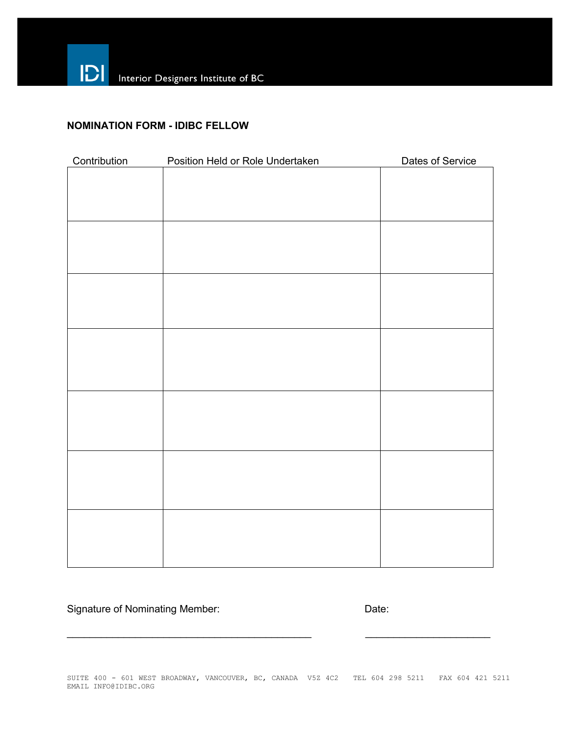IDI Interior Designers Institute of BC

**NOMINATION FORM - IDIBC FELLOW**

| Contribution | Position Held or Role Undertaken | Dates of Service |
|---|---|---|
| | | |
| | | |
| | | |
| | | |
| | | |
| | | |
| | | |

Signature of Nominating Member: \_\_\_\_\_\_\_\_\_\_\_\_\_\_\_\_\_\_\_\_\_\_\_\_\_\_\_\_\_\_\_\_\_\_\_\_

Date: \_\_\_\_\_\_\_\_\_\_\_\_\_\_\_\_\_\_\_\_

SUITE 400 - 601 WEST BROADWAY, VANCOUVER, BC, CANADA V5Z 4C2 TEL 604 298 5211 FAX 604 421 5211
EMAIL INFO@IDIBC.ORG